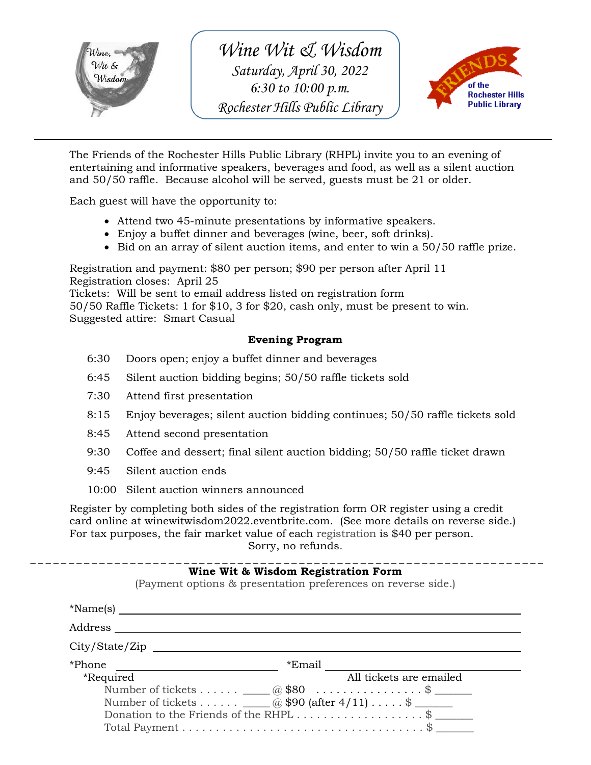# Wine Wit & Wisdom

*Saturday, April 30, 2022*
*6:30 to 10:00 p.m.*
*Rochester Hills Public Library*

---

The Friends of the Rochester Hills Public Library (RHPL) invite you to an evening of entertaining and informative speakers, beverages and food, as well as a silent auction and 50/50 raffle. Because alcohol will be served, guests must be 21 or older.

Each guest will have the opportunity to:

- Attend two 45-minute presentations by informative speakers.
- Enjoy a buffet dinner and beverages (wine, beer, soft drinks).
- Bid on an array of silent auction items, and enter to win a 50/50 raffle prize.

Registration and payment: $80 per person; $90 per person after April 11
Registration closes: April 25
Tickets: Will be sent to email address listed on registration form
50/50 Raffle Tickets: 1 for $10, 3 for $20, cash only, must be present to win.
Suggested attire: Smart Casual

**Evening Program**

| | |
|---|---|
| 6:30 | Doors open; enjoy a buffet dinner and beverages |
| 6:45 | Silent auction bidding begins; 50/50 raffle tickets sold |
| 7:30 | Attend first presentation |
| 8:15 | Enjoy beverages; silent auction bidding continues; 50/50 raffle tickets sold |
| 8:45 | Attend second presentation |
| 9:30 | Coffee and dessert; final silent auction bidding; 50/50 raffle ticket drawn |
| 9:45 | Silent auction ends |
| 10:00 | Silent auction winners announced |

Register by completing both sides of the registration form OR register using a credit card online at winewitwisdom2022.eventbrite.com. (See more details on reverse side.) For tax purposes, the fair market value of each registration is $40 per person.

Sorry, no refunds.

---

**Wine Wit & Wisdom Registration Form**

(Payment options & presentation preferences on reverse side.)

*Name(s) ______________________________

Address ______________________________

City/State/Zip ______________________________

*Phone ____________________ *Email ____________________

*Required All tickets are emailed

Number of tickets . . . . . . _____ @ $80 . . . . . . . . . . . . . . . . . $ _______
Number of tickets . . . . . . _____ @ $90 (after 4/11) . . . . . $ _______
Donation to the Friends of the RHPL . . . . . . . . . . . . . . . . . . . $ _______
Total Payment . . . . . . . . . . . . . . . . . . . . . . . . . . . . . . . . . . . . $ _______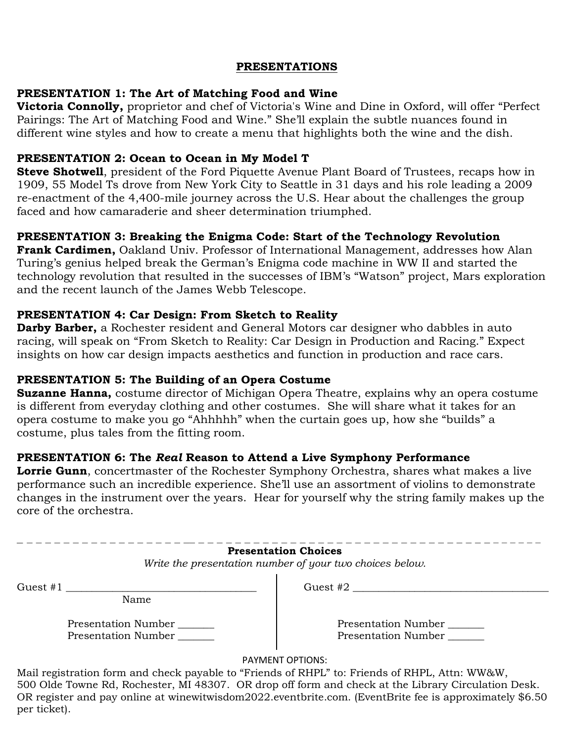## PRESENTATIONS

**PRESENTATION 1: The Art of Matching Food and Wine**
**Victoria Connolly,** proprietor and chef of Victoria's Wine and Dine in Oxford, will offer "Perfect Pairings: The Art of Matching Food and Wine." She'll explain the subtle nuances found in different wine styles and how to create a menu that highlights both the wine and the dish.

**PRESENTATION 2: Ocean to Ocean in My Model T**
**Steve Shotwell**, president of the Ford Piquette Avenue Plant Board of Trustees, recaps how in 1909, 55 Model Ts drove from New York City to Seattle in 31 days and his role leading a 2009 re-enactment of the 4,400-mile journey across the U.S. Hear about the challenges the group faced and how camaraderie and sheer determination triumphed.

**PRESENTATION 3: Breaking the Enigma Code: Start of the Technology Revolution**
**Frank Cardimen,** Oakland Univ. Professor of International Management, addresses how Alan Turing's genius helped break the German's Enigma code machine in WW II and started the technology revolution that resulted in the successes of IBM's "Watson" project, Mars exploration and the recent launch of the James Webb Telescope.

**PRESENTATION 4: Car Design: From Sketch to Reality**
**Darby Barber,** a Rochester resident and General Motors car designer who dabbles in auto racing, will speak on "From Sketch to Reality: Car Design in Production and Racing." Expect insights on how car design impacts aesthetics and function in production and race cars.

**PRESENTATION 5: The Building of an Opera Costume**
**Suzanne Hanna,** costume director of Michigan Opera Theatre, explains why an opera costume is different from everyday clothing and other costumes. She will share what it takes for an opera costume to make you go "Ahhhhh" when the curtain goes up, how she "builds" a costume, plus tales from the fitting room.

**PRESENTATION 6: The *Real* Reason to Attend a Live Symphony Performance**
**Lorrie Gunn**, concertmaster of the Rochester Symphony Orchestra, shares what makes a live performance such an incredible experience. She'll use an assortment of violins to demonstrate changes in the instrument over the years. Hear for yourself why the string family makes up the core of the orchestra.

- - - - - - - - - - - - - - - - - - - - - - - - - - - - - - - - - - - - - - - - - - - - - - - - - - - - - - - - - - - -

**Presentation Choices**

*Write the presentation number of your two choices below.*

Guest #1 ____________________________________
Name

Presentation Number _______
Presentation Number _______

Guest #2 ____________________________________

Presentation Number _______
Presentation Number _______

PAYMENT OPTIONS:

Mail registration form and check payable to "Friends of RHPL" to: Friends of RHPL, Attn: WW&W, 500 Olde Towne Rd, Rochester, MI 48307. OR drop off form and check at the Library Circulation Desk. OR register and pay online at winewitwisdom2022.eventbrite.com. (EventBrite fee is approximately $6.50 per ticket).